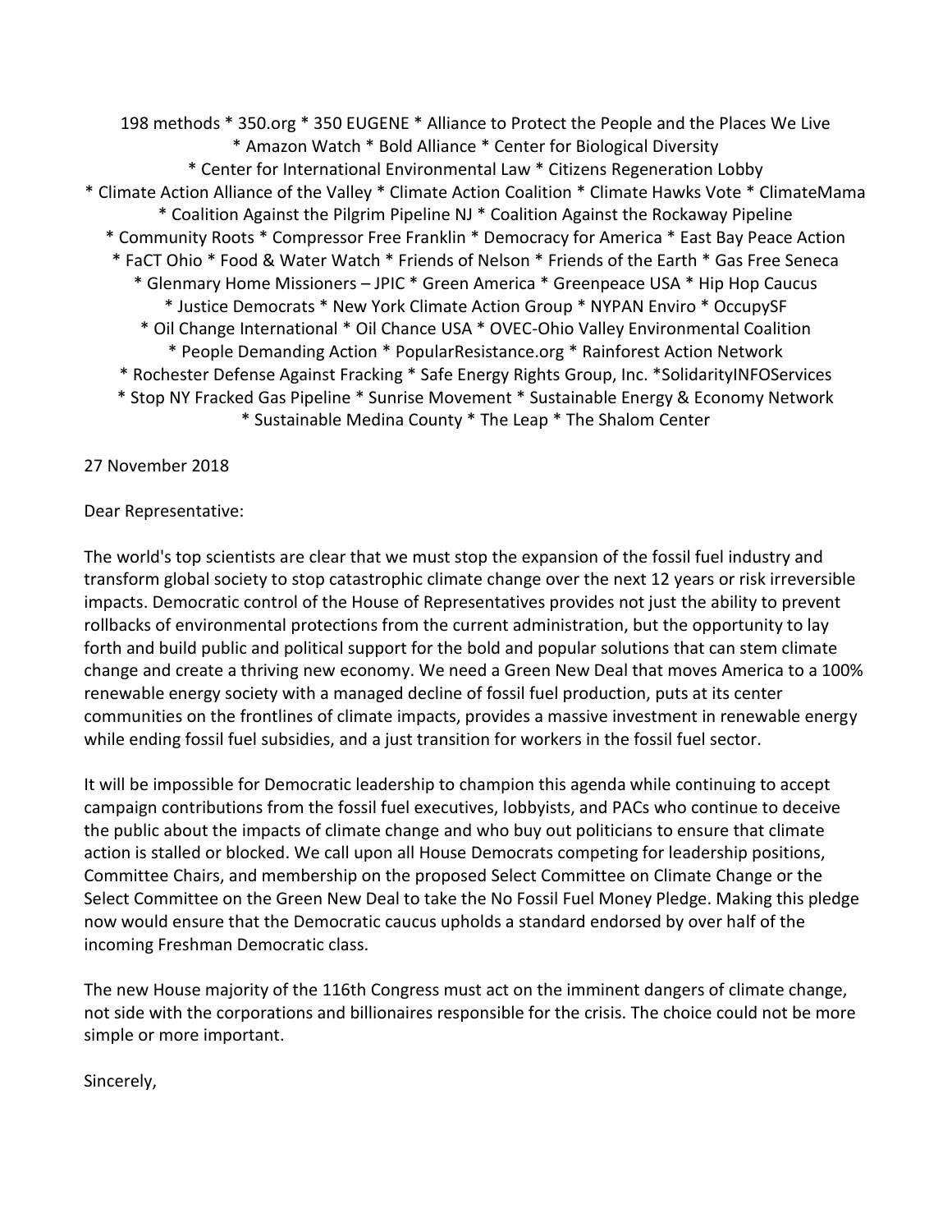198 methods * 350.org * 350 EUGENE * Alliance to Protect the People and the Places We Live * Amazon Watch * Bold Alliance * Center for Biological Diversity * Center for International Environmental Law * Citizens Regeneration Lobby * Climate Action Alliance of the Valley * Climate Action Coalition * Climate Hawks Vote * ClimateMama * Coalition Against the Pilgrim Pipeline NJ * Coalition Against the Rockaway Pipeline * Community Roots * Compressor Free Franklin * Democracy for America * East Bay Peace Action * FaCT Ohio * Food & Water Watch * Friends of Nelson * Friends of the Earth * Gas Free Seneca * Glenmary Home Missioners – JPIC * Green America * Greenpeace USA * Hip Hop Caucus * Justice Democrats * New York Climate Action Group * NYPAN Enviro * OccupySF * Oil Change International * Oil Chance USA * OVEC-Ohio Valley Environmental Coalition * People Demanding Action * PopularResistance.org * Rainforest Action Network * Rochester Defense Against Fracking * Safe Energy Rights Group, Inc. *SolidarityINFOServices * Stop NY Fracked Gas Pipeline * Sunrise Movement * Sustainable Energy & Economy Network * Sustainable Medina County * The Leap * The Shalom Center

27 November 2018

Dear Representative:

The world's top scientists are clear that we must stop the expansion of the fossil fuel industry and transform global society to stop catastrophic climate change over the next 12 years or risk irreversible impacts. Democratic control of the House of Representatives provides not just the ability to prevent rollbacks of environmental protections from the current administration, but the opportunity to lay forth and build public and political support for the bold and popular solutions that can stem climate change and create a thriving new economy. We need a Green New Deal that moves America to a 100% renewable energy society with a managed decline of fossil fuel production, puts at its center communities on the frontlines of climate impacts, provides a massive investment in renewable energy while ending fossil fuel subsidies, and a just transition for workers in the fossil fuel sector.

It will be impossible for Democratic leadership to champion this agenda while continuing to accept campaign contributions from the fossil fuel executives, lobbyists, and PACs who continue to deceive the public about the impacts of climate change and who buy out politicians to ensure that climate action is stalled or blocked. We call upon all House Democrats competing for leadership positions, Committee Chairs, and membership on the proposed Select Committee on Climate Change or the Select Committee on the Green New Deal to take the No Fossil Fuel Money Pledge. Making this pledge now would ensure that the Democratic caucus upholds a standard endorsed by over half of the incoming Freshman Democratic class.

The new House majority of the 116th Congress must act on the imminent dangers of climate change, not side with the corporations and billionaires responsible for the crisis. The choice could not be more simple or more important.

Sincerely,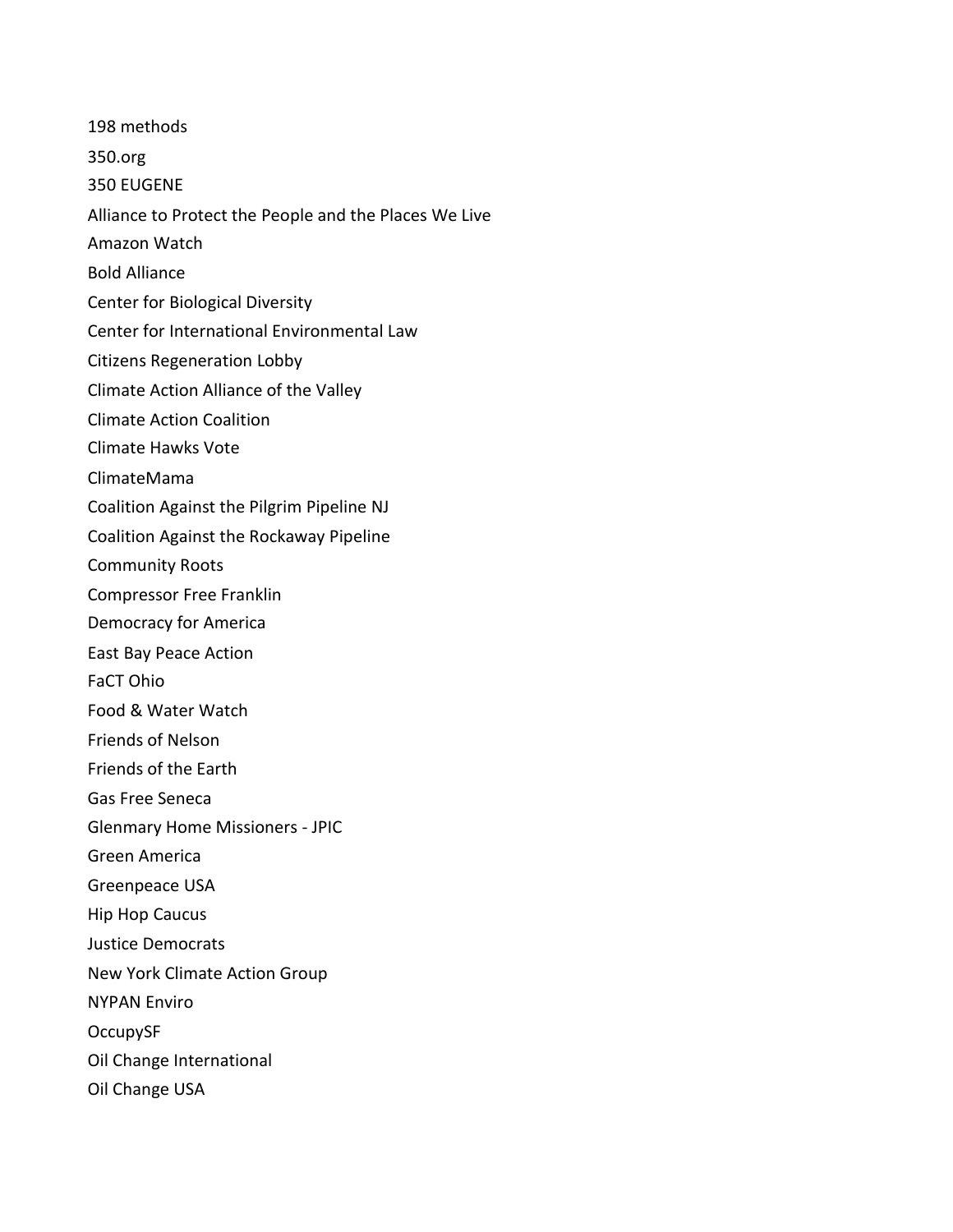198 methods

350.org

350 EUGENE

Alliance to Protect the People and the Places We Live

Amazon Watch

Bold Alliance

Center for Biological Diversity

Center for International Environmental Law

Citizens Regeneration Lobby

Climate Action Alliance of the Valley

Climate Action Coalition

Climate Hawks Vote

ClimateMama

Coalition Against the Pilgrim Pipeline NJ

Coalition Against the Rockaway Pipeline

Community Roots

Compressor Free Franklin

Democracy for America

East Bay Peace Action

FaCT Ohio

Food & Water Watch

Friends of Nelson

Friends of the Earth

Gas Free Seneca

Glenmary Home Missioners - JPIC

Green America

Greenpeace USA

Hip Hop Caucus

Justice Democrats

New York Climate Action Group

NYPAN Enviro

OccupySF

Oil Change International

Oil Change USA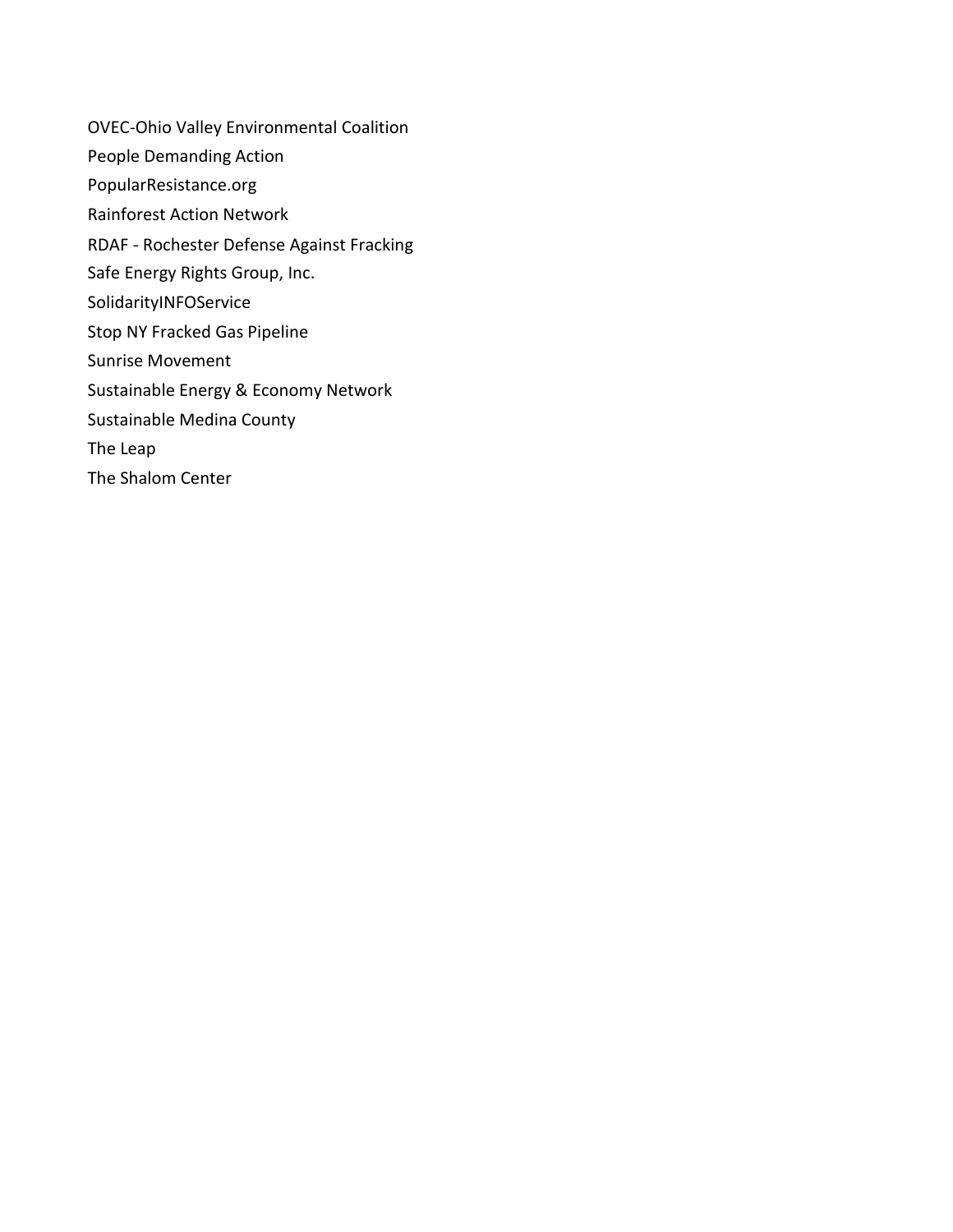OVEC-Ohio Valley Environmental Coalition

People Demanding Action

PopularResistance.org

Rainforest Action Network

RDAF - Rochester Defense Against Fracking

Safe Energy Rights Group, Inc.

SolidarityINFOService

Stop NY Fracked Gas Pipeline

Sunrise Movement

Sustainable Energy & Economy Network

Sustainable Medina County

The Leap

The Shalom Center